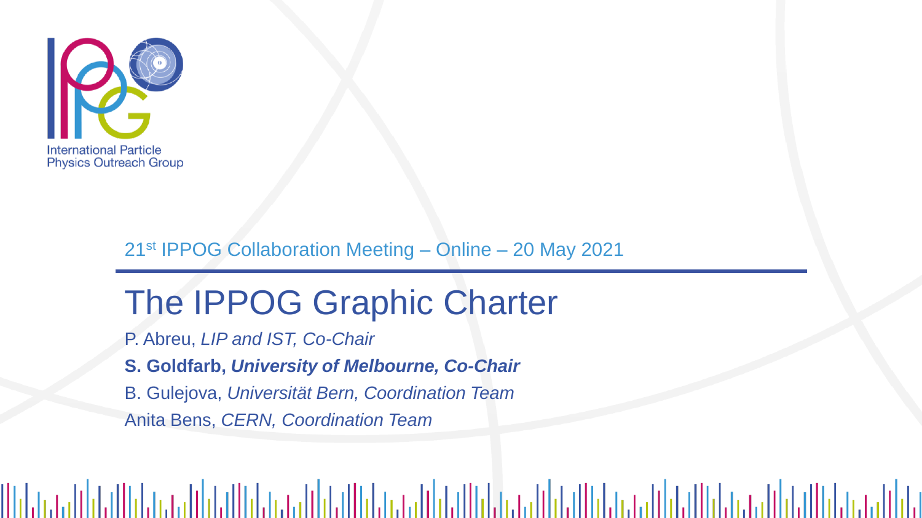International Particle Physics Outreach Group

21st IPPOG Collaboration Meeting – Online – 20 May 2021

# The IPPOG Graphic Charter

P. Abreu, *LIP and IST, Co-Chair*

**S. Goldfarb, *University of Melbourne, Co-Chair***

B. Gulejova, *Universität Bern, Coordination Team*

Anita Bens, *CERN, Coordination Team*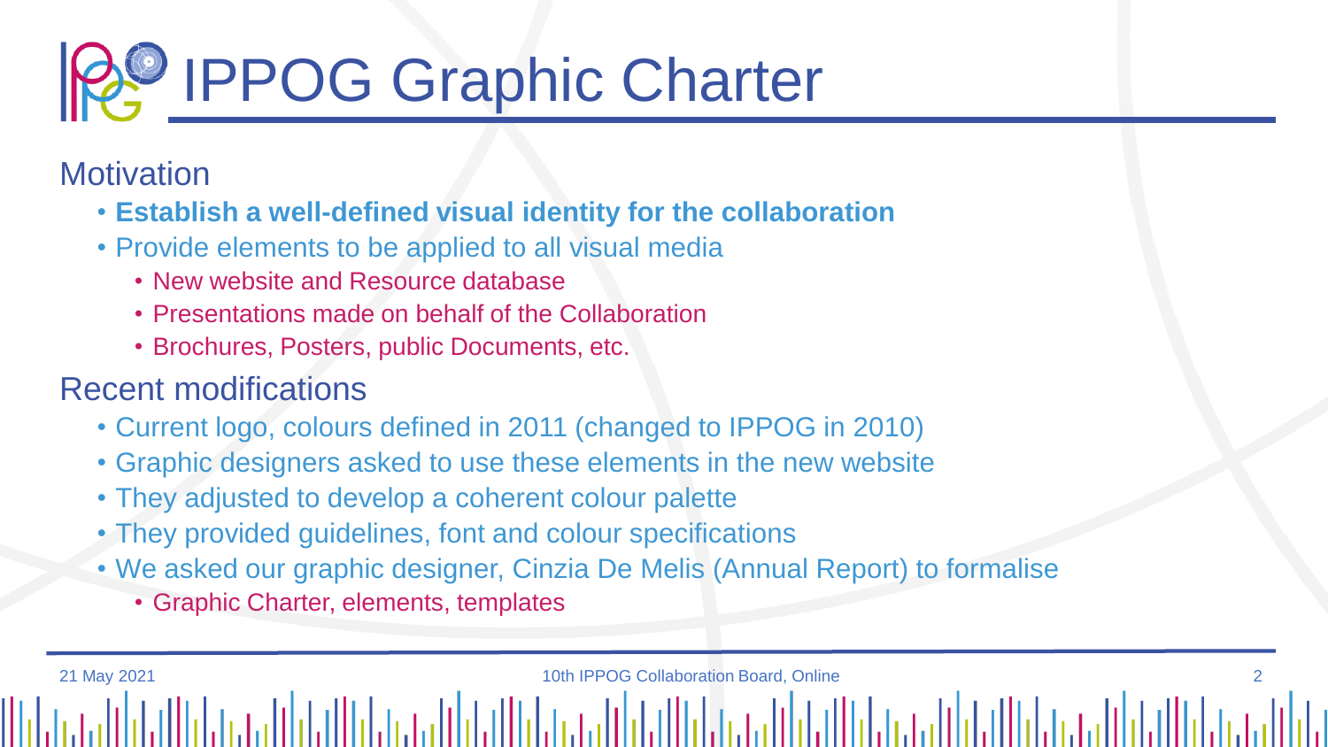# IPPOG Graphic Charter

## Motivation

- **Establish a well-defined visual identity for the collaboration**
- Provide elements to be applied to all visual media
  - New website and Resource database
  - Presentations made on behalf of the Collaboration
  - Brochures, Posters, public Documents, etc.

## Recent modifications

- Current logo, colours defined in 2011 (changed to IPPOG in 2010)
- Graphic designers asked to use these elements in the new website
- They adjusted to develop a coherent colour palette
- They provided guidelines, font and colour specifications
- We asked our graphic designer, Cinzia De Melis (Annual Report) to formalise
  - Graphic Charter, elements, templates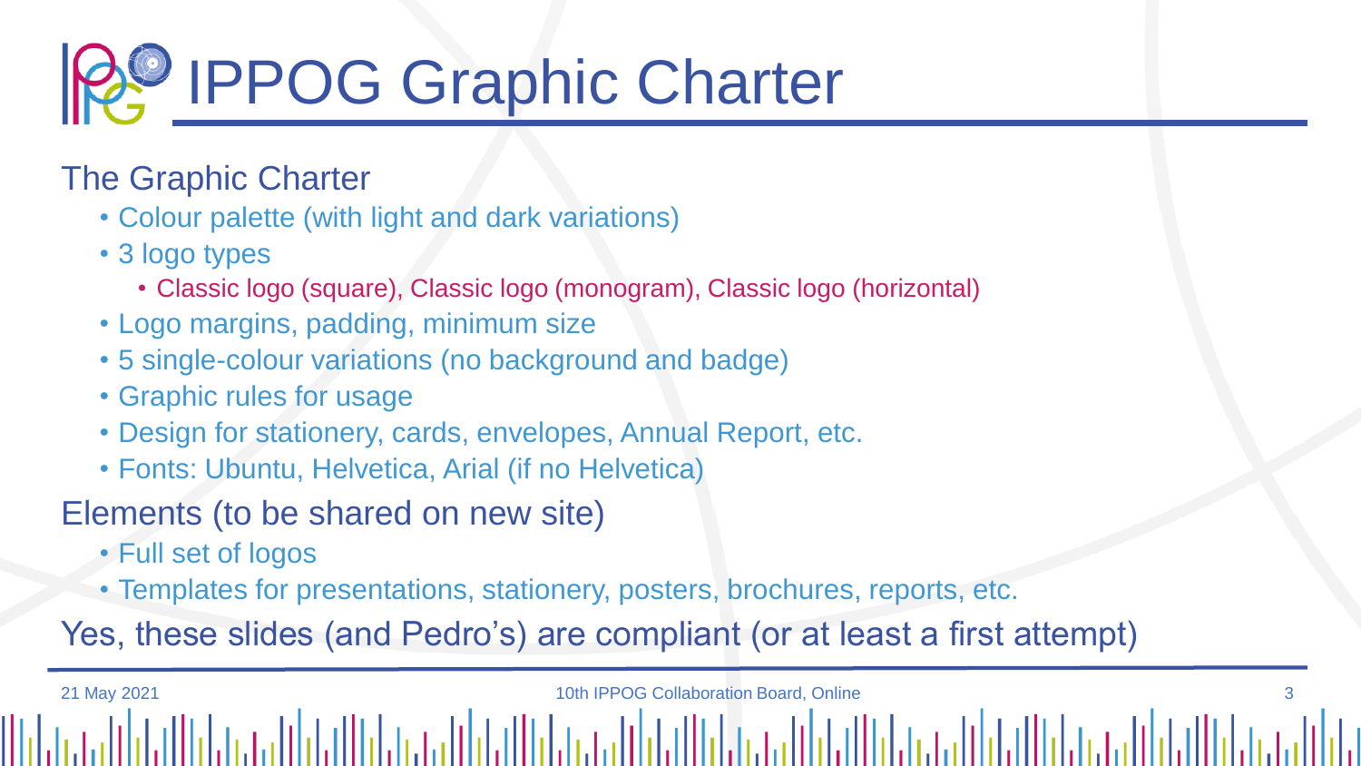# IPPOG Graphic Charter

## The Graphic Charter

- Colour palette (with light and dark variations)
- 3 logo types
  - Classic logo (square), Classic logo (monogram), Classic logo (horizontal)
- Logo margins, padding, minimum size
- 5 single-colour variations (no background and badge)
- Graphic rules for usage
- Design for stationery, cards, envelopes, Annual Report, etc.
- Fonts: Ubuntu, Helvetica, Arial (if no Helvetica)

## Elements (to be shared on new site)

- Full set of logos
- Templates for presentations, stationery, posters, brochures, reports, etc.

Yes, these slides (and Pedro's) are compliant (or at least a first attempt)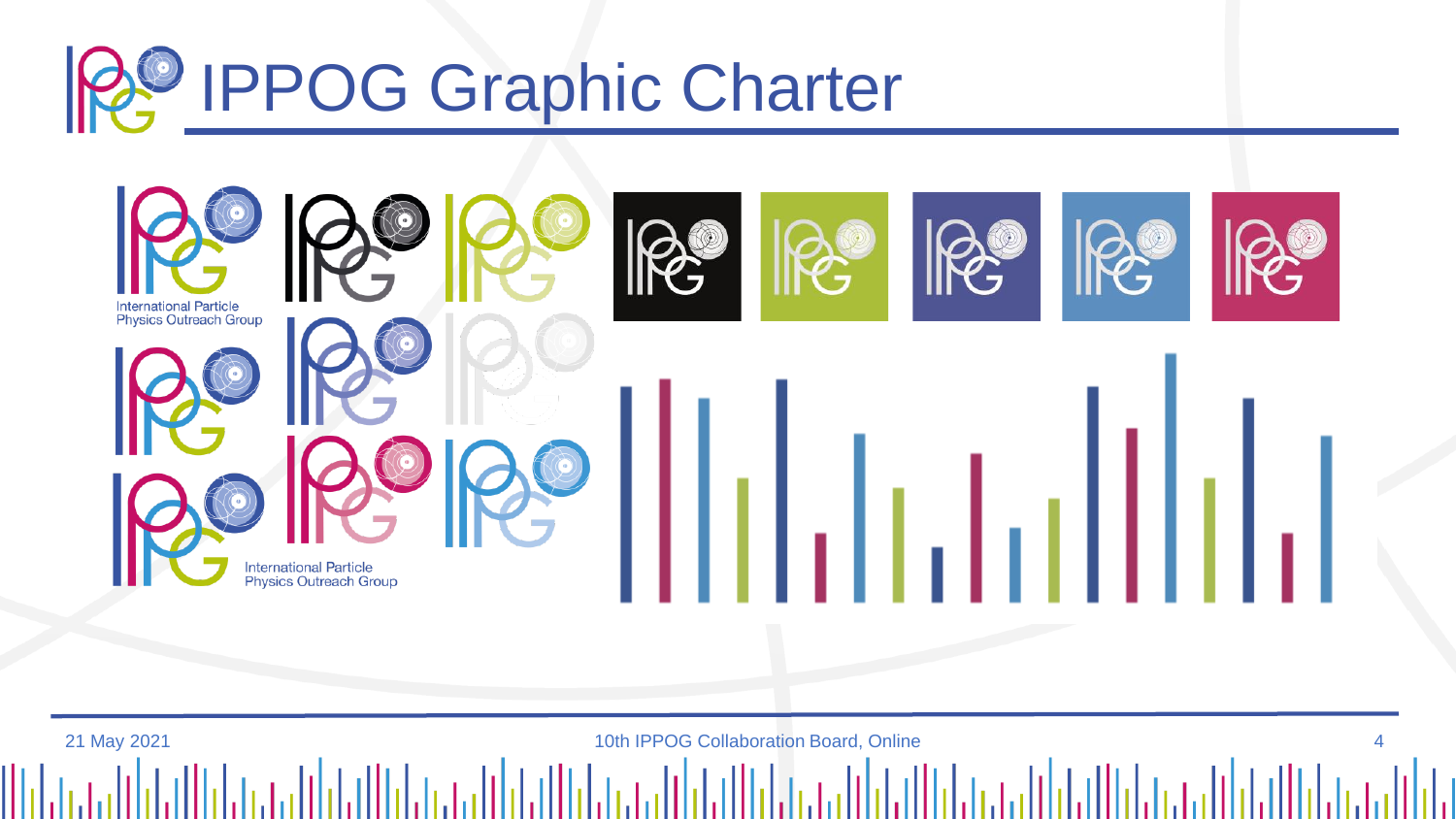# IPPOG Graphic Charter

International Particle
Physics Outreach Group

International Particle
Physics Outreach Group